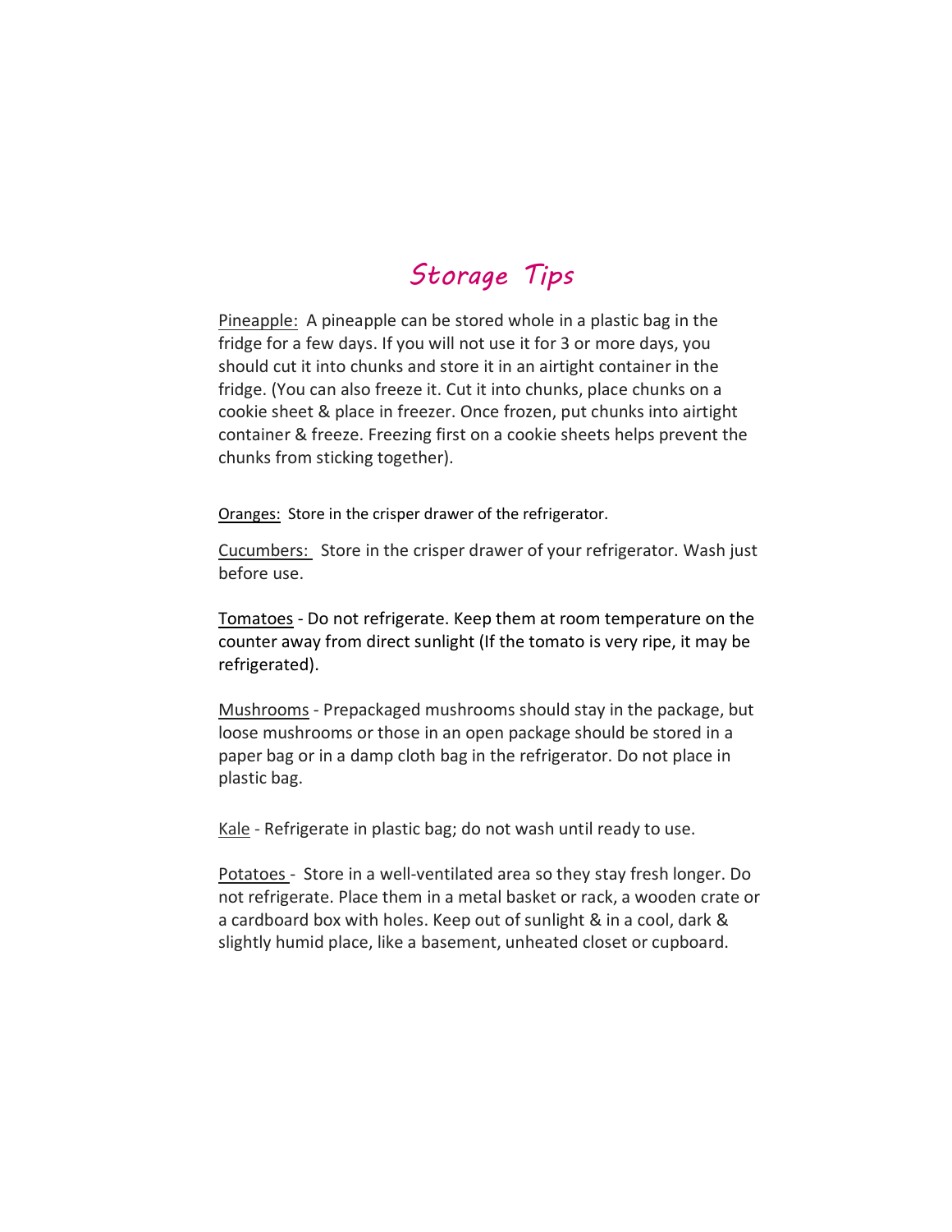# Storage Tips

Pineapple: A pineapple can be stored whole in a plastic bag in the fridge for a few days. If you will not use it for 3 or more days, you should cut it into chunks and store it in an airtight container in the fridge. (You can also freeze it. Cut it into chunks, place chunks on a cookie sheet & place in freezer. Once frozen, put chunks into airtight container & freeze. Freezing first on a cookie sheets helps prevent the chunks from sticking together).

Oranges: Store in the crisper drawer of the refrigerator.

Cucumbers: Store in the crisper drawer of your refrigerator. Wash just before use.

Tomatoes - Do not refrigerate. Keep them at room temperature on the counter away from direct sunlight (If the tomato is very ripe, it may be refrigerated).

Mushrooms - Prepackaged mushrooms should stay in the package, but loose mushrooms or those in an open package should be stored in a paper bag or in a damp cloth bag in the refrigerator. Do not place in plastic bag.

Kale - Refrigerate in plastic bag; do not wash until ready to use.

Potatoes - Store in a well-ventilated area so they stay fresh longer. Do not refrigerate. Place them in a metal basket or rack, a wooden crate or a cardboard box with holes. Keep out of sunlight & in a cool, dark & slightly humid place, like a basement, unheated closet or cupboard.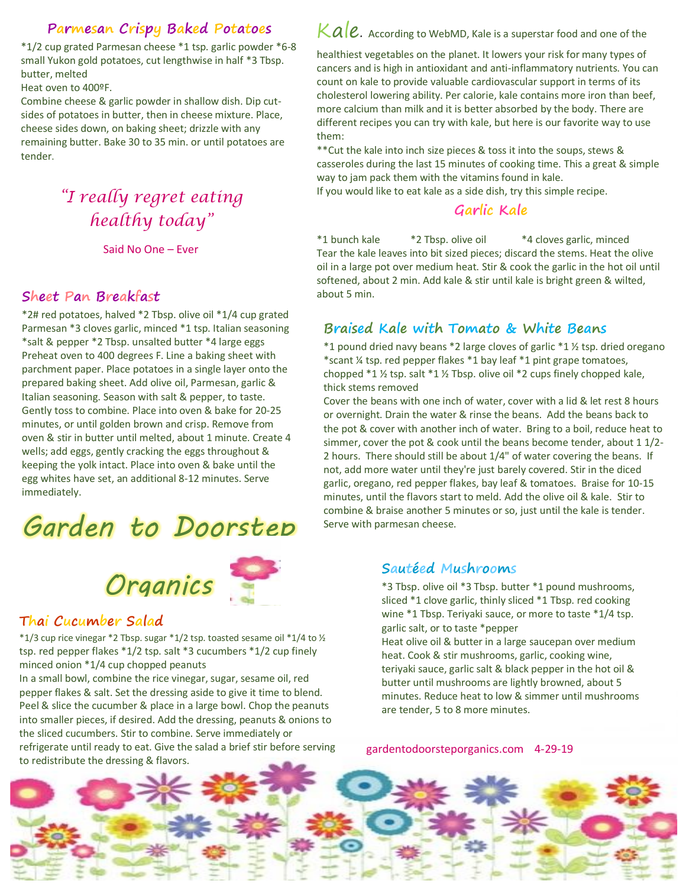## Parmesan Crispy Baked Potatoes

*1/2 cup grated Parmesan cheese *1 tsp. garlic powder *6-8 small Yukon gold potatoes, cut lengthwise in half *3 Tbsp. butter, melted

Heat oven to 400ºF.

Combine cheese & garlic powder in shallow dish. Dip cut-sides of potatoes in butter, then in cheese mixture. Place, cheese sides down, on baking sheet; drizzle with any remaining butter. Bake 30 to 35 min. or until potatoes are tender.

*"I really regret eating healthy today"*

Said No One – Ever

## Sheet Pan Breakfast

*2# red potatoes, halved *2 Tbsp. olive oil *1/4 cup grated Parmesan *3 cloves garlic, minced *1 tsp. Italian seasoning *salt & pepper *2 Tbsp. unsalted butter *4 large eggs

Preheat oven to 400 degrees F. Line a baking sheet with parchment paper. Place potatoes in a single layer onto the prepared baking sheet. Add olive oil, Parmesan, garlic & Italian seasoning. Season with salt & pepper, to taste. Gently toss to combine. Place into oven & bake for 20-25 minutes, or until golden brown and crisp. Remove from oven & stir in butter until melted, about 1 minute. Create 4 wells; add eggs, gently cracking the eggs throughout & keeping the yolk intact. Place into oven & bake until the egg whites have set, an additional 8-12 minutes. Serve immediately.

# Garden to Doorstep Organics

## Thai Cucumber Salad

*1/3 cup rice vinegar *2 Tbsp. sugar *1/2 tsp. toasted sesame oil *1/4 to ½ tsp. red pepper flakes *1/2 tsp. salt *3 cucumbers *1/2 cup finely minced onion *1/4 cup chopped peanuts

In a small bowl, combine the rice vinegar, sugar, sesame oil, red pepper flakes & salt. Set the dressing aside to give it time to blend. Peel & slice the cucumber & place in a large bowl. Chop the peanuts into smaller pieces, if desired. Add the dressing, peanuts & onions to the sliced cucumbers. Stir to combine. Serve immediately or refrigerate until ready to eat. Give the salad a brief stir before serving to redistribute the dressing & flavors.

## Kale.

According to WebMD, Kale is a superstar food and one of the healthiest vegetables on the planet. It lowers your risk for many types of cancers and is high in antioxidant and anti-inflammatory nutrients. You can count on kale to provide valuable cardiovascular support in terms of its cholesterol lowering ability. Per calorie, kale contains more iron than beef, more calcium than milk and it is better absorbed by the body. There are different recipes you can try with kale, but here is our favorite way to use them:

**Cut the kale into inch size pieces & toss it into the soups, stews & casseroles during the last 15 minutes of cooking time. This a great & simple way to jam pack them with the vitamins found in kale.

If you would like to eat kale as a side dish, try this simple recipe.

## Garlic Kale

*1 bunch kale *2 Tbsp. olive oil *4 cloves garlic, minced

Tear the kale leaves into bit sized pieces; discard the stems. Heat the olive oil in a large pot over medium heat. Stir & cook the garlic in the hot oil until softened, about 2 min. Add kale & stir until kale is bright green & wilted, about 5 min.

## Braised Kale with Tomato & White Beans

*1 pound dried navy beans *2 large cloves of garlic *1 ½ tsp. dried oregano *scant ¼ tsp. red pepper flakes *1 bay leaf *1 pint grape tomatoes, chopped *1 ½ tsp. salt *1 ½ Tbsp. olive oil *2 cups finely chopped kale, thick stems removed

Cover the beans with one inch of water, cover with a lid & let rest 8 hours or overnight. Drain the water & rinse the beans. Add the beans back to the pot & cover with another inch of water. Bring to a boil, reduce heat to simmer, cover the pot & cook until the beans become tender, about 1 1/2-2 hours. There should still be about 1/4" of water covering the beans. If not, add more water until they're just barely covered. Stir in the diced garlic, oregano, red pepper flakes, bay leaf & tomatoes. Braise for 10-15 minutes, until the flavors start to meld. Add the olive oil & kale. Stir to combine & braise another 5 minutes or so, just until the kale is tender. Serve with parmesan cheese.

## Sautéed Mushrooms

*3 Tbsp. olive oil *3 Tbsp. butter *1 pound mushrooms, sliced *1 clove garlic, thinly sliced *1 Tbsp. red cooking wine *1 Tbsp. Teriyaki sauce, or more to taste *1/4 tsp. garlic salt, or to taste *pepper

Heat olive oil & butter in a large saucepan over medium heat. Cook & stir mushrooms, garlic, cooking wine, teriyaki sauce, garlic salt & black pepper in the hot oil & butter until mushrooms are lightly browned, about 5 minutes. Reduce heat to low & simmer until mushrooms are tender, 5 to 8 more minutes.

gardentodoorsteporganics.com 4-29-19